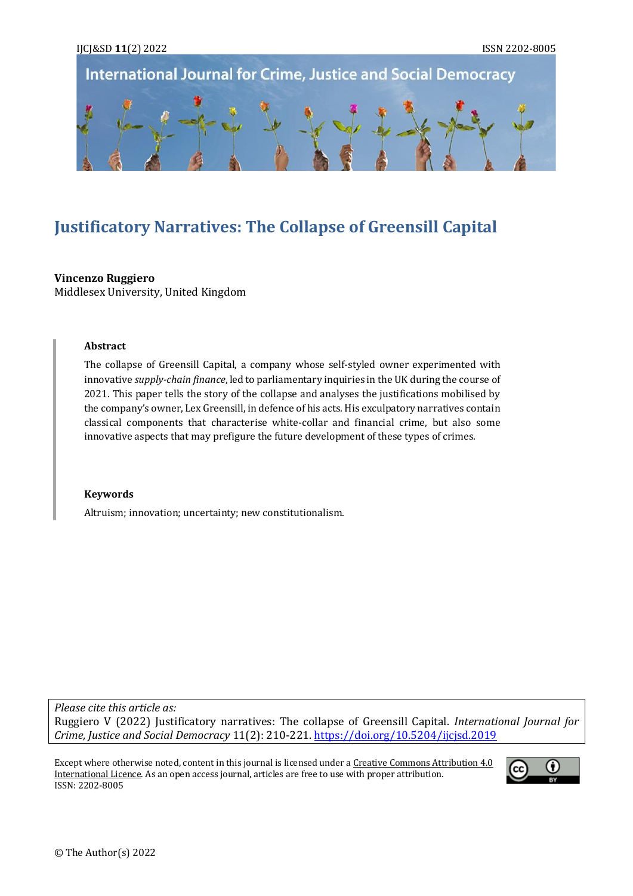# Justificatory Narratives: The Collapse of Greensill Capital

**Vincenzo Ruggiero**
Middlesex University, United Kingdom

**Abstract**

The collapse of Greensill Capital, a company whose self-styled owner experimented with innovative *supply-chain finance*, led to parliamentary inquiries in the UK during the course of 2021. This paper tells the story of the collapse and analyses the justifications mobilised by the company's owner, Lex Greensill, in defence of his acts. His exculpatory narratives contain classical components that characterise white-collar and financial crime, but also some innovative aspects that may prefigure the future development of these types of crimes.

**Keywords**

Altruism; innovation; uncertainty; new constitutionalism.

*Please cite this article as:*
Ruggiero V (2022) Justificatory narratives: The collapse of Greensill Capital. *International Journal for Crime, Justice and Social Democracy* 11(2): 210-221. https://doi.org/10.5204/ijcjsd.2019

Except where otherwise noted, content in this journal is licensed under a Creative Commons Attribution 4.0 International Licence. As an open access journal, articles are free to use with proper attribution.
ISSN: 2202-8005

© The Author(s) 2022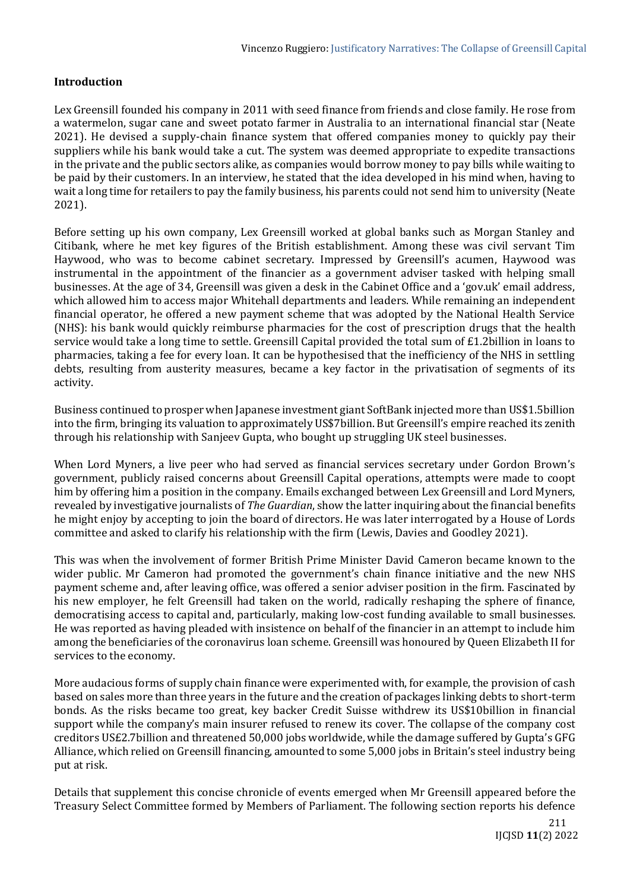## Introduction

Lex Greensill founded his company in 2011 with seed finance from friends and close family. He rose from a watermelon, sugar cane and sweet potato farmer in Australia to an international financial star (Neate 2021). He devised a supply-chain finance system that offered companies money to quickly pay their suppliers while his bank would take a cut. The system was deemed appropriate to expedite transactions in the private and the public sectors alike, as companies would borrow money to pay bills while waiting to be paid by their customers. In an interview, he stated that the idea developed in his mind when, having to wait a long time for retailers to pay the family business, his parents could not send him to university (Neate 2021).

Before setting up his own company, Lex Greensill worked at global banks such as Morgan Stanley and Citibank, where he met key figures of the British establishment. Among these was civil servant Tim Haywood, who was to become cabinet secretary. Impressed by Greensill's acumen, Haywood was instrumental in the appointment of the financier as a government adviser tasked with helping small businesses. At the age of 34, Greensill was given a desk in the Cabinet Office and a 'gov.uk' email address, which allowed him to access major Whitehall departments and leaders. While remaining an independent financial operator, he offered a new payment scheme that was adopted by the National Health Service (NHS): his bank would quickly reimburse pharmacies for the cost of prescription drugs that the health service would take a long time to settle. Greensill Capital provided the total sum of £1.2billion in loans to pharmacies, taking a fee for every loan. It can be hypothesised that the inefficiency of the NHS in settling debts, resulting from austerity measures, became a key factor in the privatisation of segments of its activity.

Business continued to prosper when Japanese investment giant SoftBank injected more than US$1.5billion into the firm, bringing its valuation to approximately US$7billion. But Greensill's empire reached its zenith through his relationship with Sanjeev Gupta, who bought up struggling UK steel businesses.

When Lord Myners, a live peer who had served as financial services secretary under Gordon Brown's government, publicly raised concerns about Greensill Capital operations, attempts were made to coopt him by offering him a position in the company. Emails exchanged between Lex Greensill and Lord Myners, revealed by investigative journalists of *The Guardian*, show the latter inquiring about the financial benefits he might enjoy by accepting to join the board of directors. He was later interrogated by a House of Lords committee and asked to clarify his relationship with the firm (Lewis, Davies and Goodley 2021).

This was when the involvement of former British Prime Minister David Cameron became known to the wider public. Mr Cameron had promoted the government's chain finance initiative and the new NHS payment scheme and, after leaving office, was offered a senior adviser position in the firm. Fascinated by his new employer, he felt Greensill had taken on the world, radically reshaping the sphere of finance, democratising access to capital and, particularly, making low-cost funding available to small businesses. He was reported as having pleaded with insistence on behalf of the financier in an attempt to include him among the beneficiaries of the coronavirus loan scheme. Greensill was honoured by Queen Elizabeth II for services to the economy.

More audacious forms of supply chain finance were experimented with, for example, the provision of cash based on sales more than three years in the future and the creation of packages linking debts to short-term bonds. As the risks became too great, key backer Credit Suisse withdrew its US$10billion in financial support while the company's main insurer refused to renew its cover. The collapse of the company cost creditors US£2.7billion and threatened 50,000 jobs worldwide, while the damage suffered by Gupta's GFG Alliance, which relied on Greensill financing, amounted to some 5,000 jobs in Britain's steel industry being put at risk.

Details that supplement this concise chronicle of events emerged when Mr Greensill appeared before the Treasury Select Committee formed by Members of Parliament. The following section reports his defence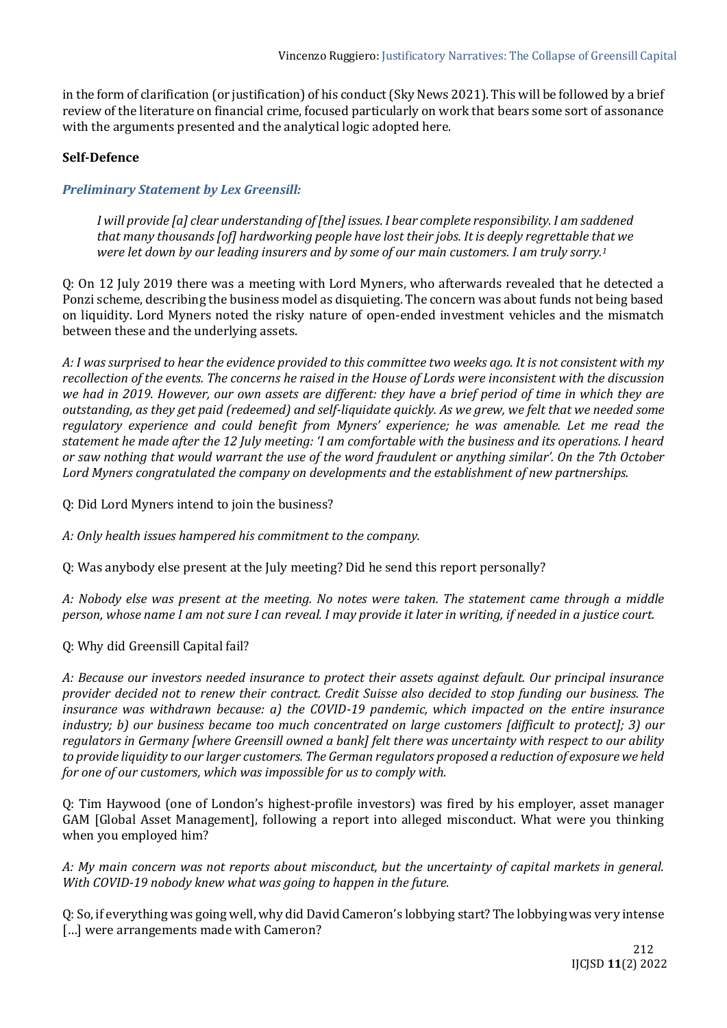in the form of clarification (or justification) of his conduct (Sky News 2021). This will be followed by a brief review of the literature on financial crime, focused particularly on work that bears some sort of assonance with the arguments presented and the analytical logic adopted here.

## Self-Defence

### *Preliminary Statement by Lex Greensill:*

> *I will provide [a] clear understanding of [the] issues. I bear complete responsibility. I am saddened that many thousands [of] hardworking people have lost their jobs. It is deeply regrettable that we were let down by our leading insurers and by some of our main customers. I am truly sorry.*[1]

Q: On 12 July 2019 there was a meeting with Lord Myners, who afterwards revealed that he detected a Ponzi scheme, describing the business model as disquieting. The concern was about funds not being based on liquidity. Lord Myners noted the risky nature of open-ended investment vehicles and the mismatch between these and the underlying assets.

*A: I was surprised to hear the evidence provided to this committee two weeks ago. It is not consistent with my recollection of the events. The concerns he raised in the House of Lords were inconsistent with the discussion we had in 2019. However, our own assets are different: they have a brief period of time in which they are outstanding, as they get paid (redeemed) and self-liquidate quickly. As we grew, we felt that we needed some regulatory experience and could benefit from Myners' experience; he was amenable. Let me read the statement he made after the 12 July meeting: 'I am comfortable with the business and its operations. I heard or saw nothing that would warrant the use of the word fraudulent or anything similar'. On the 7th October Lord Myners congratulated the company on developments and the establishment of new partnerships.*

Q: Did Lord Myners intend to join the business?

*A: Only health issues hampered his commitment to the company.*

Q: Was anybody else present at the July meeting? Did he send this report personally?

*A: Nobody else was present at the meeting. No notes were taken. The statement came through a middle person, whose name I am not sure I can reveal. I may provide it later in writing, if needed in a justice court.*

Q: Why did Greensill Capital fail?

*A: Because our investors needed insurance to protect their assets against default. Our principal insurance provider decided not to renew their contract. Credit Suisse also decided to stop funding our business. The insurance was withdrawn because: a) the COVID-19 pandemic, which impacted on the entire insurance industry; b) our business became too much concentrated on large customers [difficult to protect]; 3) our regulators in Germany [where Greensill owned a bank] felt there was uncertainty with respect to our ability to provide liquidity to our larger customers. The German regulators proposed a reduction of exposure we held for one of our customers, which was impossible for us to comply with.*

Q: Tim Haywood (one of London's highest-profile investors) was fired by his employer, asset manager GAM [Global Asset Management], following a report into alleged misconduct. What were you thinking when you employed him?

*A: My main concern was not reports about misconduct, but the uncertainty of capital markets in general. With COVID-19 nobody knew what was going to happen in the future.*

Q: So, if everything was going well, why did David Cameron's lobbying start? The lobbying was very intense […] were arrangements made with Cameron?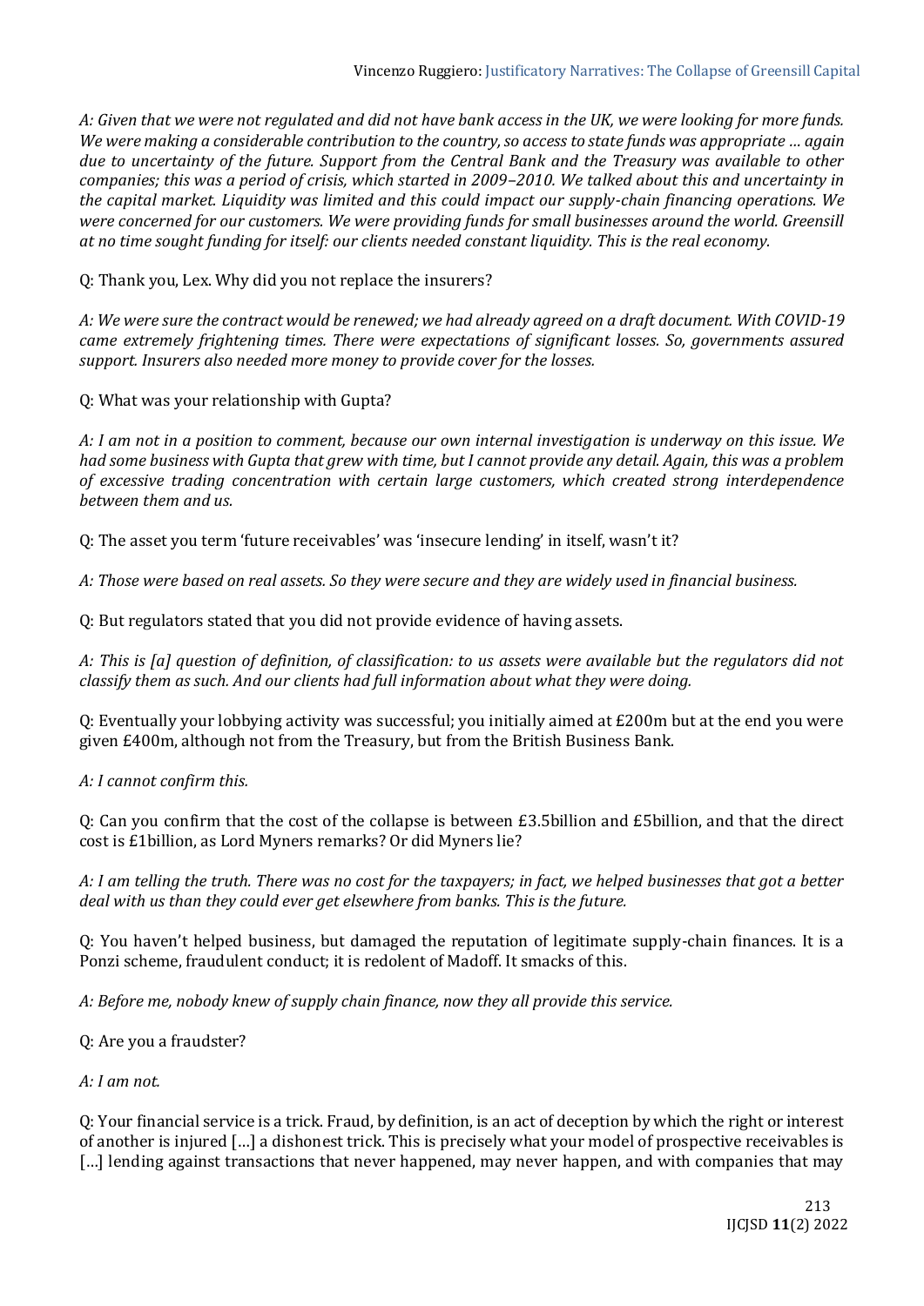*A: Given that we were not regulated and did not have bank access in the UK, we were looking for more funds. We were making a considerable contribution to the country, so access to state funds was appropriate … again due to uncertainty of the future. Support from the Central Bank and the Treasury was available to other companies; this was a period of crisis, which started in 2009–2010. We talked about this and uncertainty in the capital market. Liquidity was limited and this could impact our supply-chain financing operations. We were concerned for our customers. We were providing funds for small businesses around the world. Greensill at no time sought funding for itself: our clients needed constant liquidity. This is the real economy.*

Q: Thank you, Lex. Why did you not replace the insurers?

*A: We were sure the contract would be renewed; we had already agreed on a draft document. With COVID-19 came extremely frightening times. There were expectations of significant losses. So, governments assured support. Insurers also needed more money to provide cover for the losses.*

Q: What was your relationship with Gupta?

*A: I am not in a position to comment, because our own internal investigation is underway on this issue. We had some business with Gupta that grew with time, but I cannot provide any detail. Again, this was a problem of excessive trading concentration with certain large customers, which created strong interdependence between them and us.*

Q: The asset you term 'future receivables' was 'insecure lending' in itself, wasn't it?

*A: Those were based on real assets. So they were secure and they are widely used in financial business.*

Q: But regulators stated that you did not provide evidence of having assets.

*A: This is [a] question of definition, of classification: to us assets were available but the regulators did not classify them as such. And our clients had full information about what they were doing.*

Q: Eventually your lobbying activity was successful; you initially aimed at £200m but at the end you were given £400m, although not from the Treasury, but from the British Business Bank.

*A: I cannot confirm this.*

Q: Can you confirm that the cost of the collapse is between £3.5billion and £5billion, and that the direct cost is £1billion, as Lord Myners remarks? Or did Myners lie?

*A: I am telling the truth. There was no cost for the taxpayers; in fact, we helped businesses that got a better deal with us than they could ever get elsewhere from banks. This is the future.*

Q: You haven't helped business, but damaged the reputation of legitimate supply-chain finances. It is a Ponzi scheme, fraudulent conduct; it is redolent of Madoff. It smacks of this.

*A: Before me, nobody knew of supply chain finance, now they all provide this service.*

Q: Are you a fraudster?

*A: I am not.*

Q: Your financial service is a trick. Fraud, by definition, is an act of deception by which the right or interest of another is injured […] a dishonest trick. This is precisely what your model of prospective receivables is […] lending against transactions that never happened, may never happen, and with companies that may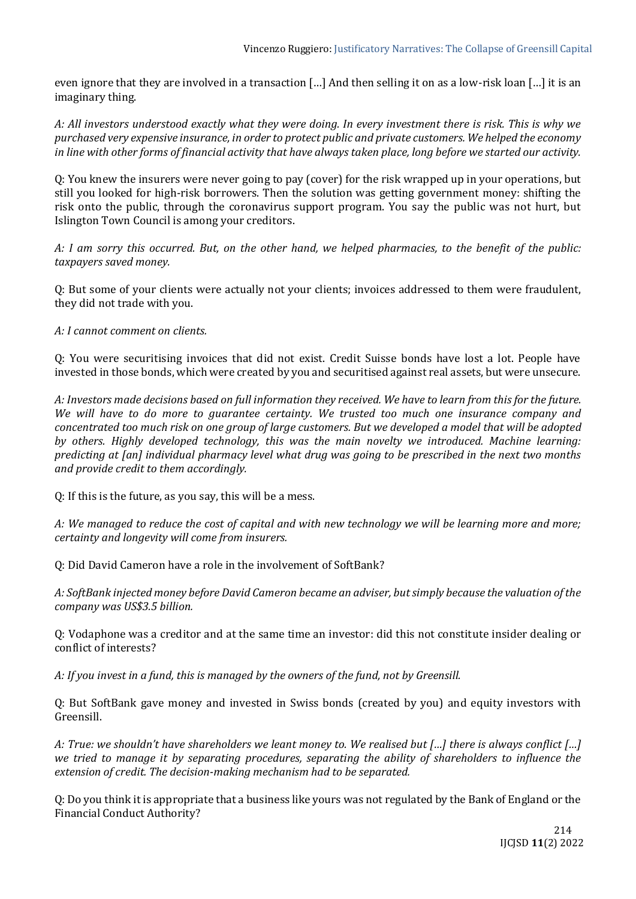even ignore that they are involved in a transaction […] And then selling it on as a low-risk loan […] it is an imaginary thing.

*A: All investors understood exactly what they were doing. In every investment there is risk. This is why we purchased very expensive insurance, in order to protect public and private customers. We helped the economy in line with other forms of financial activity that have always taken place, long before we started our activity.*

Q: You knew the insurers were never going to pay (cover) for the risk wrapped up in your operations, but still you looked for high-risk borrowers. Then the solution was getting government money: shifting the risk onto the public, through the coronavirus support program. You say the public was not hurt, but Islington Town Council is among your creditors.

*A: I am sorry this occurred. But, on the other hand, we helped pharmacies, to the benefit of the public: taxpayers saved money.*

Q: But some of your clients were actually not your clients; invoices addressed to them were fraudulent, they did not trade with you.

*A: I cannot comment on clients.*

Q: You were securitising invoices that did not exist. Credit Suisse bonds have lost a lot. People have invested in those bonds, which were created by you and securitised against real assets, but were unsecure.

*A: Investors made decisions based on full information they received. We have to learn from this for the future. We will have to do more to guarantee certainty. We trusted too much one insurance company and concentrated too much risk on one group of large customers. But we developed a model that will be adopted by others. Highly developed technology, this was the main novelty we introduced. Machine learning: predicting at [an] individual pharmacy level what drug was going to be prescribed in the next two months and provide credit to them accordingly.*

Q: If this is the future, as you say, this will be a mess.

*A: We managed to reduce the cost of capital and with new technology we will be learning more and more; certainty and longevity will come from insurers.*

Q: Did David Cameron have a role in the involvement of SoftBank?

*A: SoftBank injected money before David Cameron became an adviser, but simply because the valuation of the company was US$3.5 billion.*

Q: Vodaphone was a creditor and at the same time an investor: did this not constitute insider dealing or conflict of interests?

*A: If you invest in a fund, this is managed by the owners of the fund, not by Greensill.*

Q: But SoftBank gave money and invested in Swiss bonds (created by you) and equity investors with Greensill.

*A: True: we shouldn't have shareholders we leant money to. We realised but […] there is always conflict […] we tried to manage it by separating procedures, separating the ability of shareholders to influence the extension of credit. The decision-making mechanism had to be separated.*

Q: Do you think it is appropriate that a business like yours was not regulated by the Bank of England or the Financial Conduct Authority?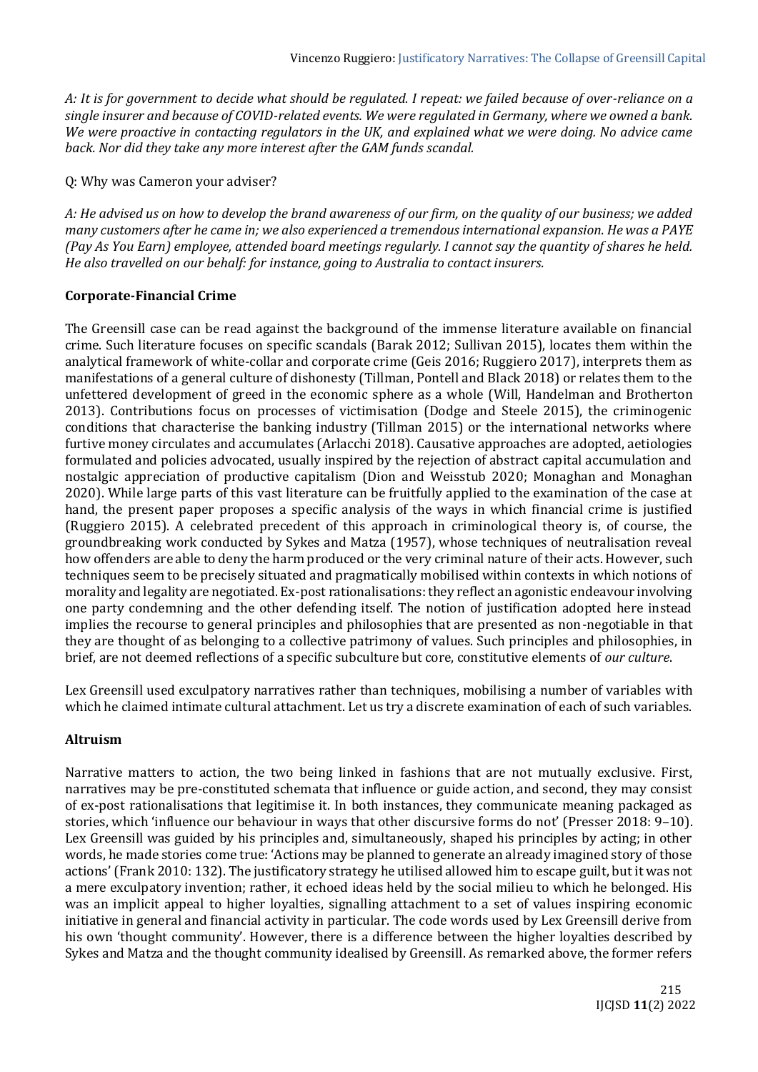*A: It is for government to decide what should be regulated. I repeat: we failed because of over-reliance on a single insurer and because of COVID-related events. We were regulated in Germany, where we owned a bank. We were proactive in contacting regulators in the UK, and explained what we were doing. No advice came back. Nor did they take any more interest after the GAM funds scandal.*

Q: Why was Cameron your adviser?

*A: He advised us on how to develop the brand awareness of our firm, on the quality of our business; we added many customers after he came in; we also experienced a tremendous international expansion. He was a PAYE (Pay As You Earn) employee, attended board meetings regularly. I cannot say the quantity of shares he held. He also travelled on our behalf: for instance, going to Australia to contact insurers.*

## Corporate-Financial Crime

The Greensill case can be read against the background of the immense literature available on financial crime. Such literature focuses on specific scandals (Barak 2012; Sullivan 2015), locates them within the analytical framework of white-collar and corporate crime (Geis 2016; Ruggiero 2017), interprets them as manifestations of a general culture of dishonesty (Tillman, Pontell and Black 2018) or relates them to the unfettered development of greed in the economic sphere as a whole (Will, Handelman and Brotherton 2013). Contributions focus on processes of victimisation (Dodge and Steele 2015), the criminogenic conditions that characterise the banking industry (Tillman 2015) or the international networks where furtive money circulates and accumulates (Arlacchi 2018). Causative approaches are adopted, aetiologies formulated and policies advocated, usually inspired by the rejection of abstract capital accumulation and nostalgic appreciation of productive capitalism (Dion and Weisstub 2020; Monaghan and Monaghan 2020). While large parts of this vast literature can be fruitfully applied to the examination of the case at hand, the present paper proposes a specific analysis of the ways in which financial crime is justified (Ruggiero 2015). A celebrated precedent of this approach in criminological theory is, of course, the groundbreaking work conducted by Sykes and Matza (1957), whose techniques of neutralisation reveal how offenders are able to deny the harm produced or the very criminal nature of their acts. However, such techniques seem to be precisely situated and pragmatically mobilised within contexts in which notions of morality and legality are negotiated. Ex-post rationalisations: they reflect an agonistic endeavour involving one party condemning and the other defending itself. The notion of justification adopted here instead implies the recourse to general principles and philosophies that are presented as non-negotiable in that they are thought of as belonging to a collective patrimony of values. Such principles and philosophies, in brief, are not deemed reflections of a specific subculture but core, constitutive elements of *our culture*.

Lex Greensill used exculpatory narratives rather than techniques, mobilising a number of variables with which he claimed intimate cultural attachment. Let us try a discrete examination of each of such variables.

## Altruism

Narrative matters to action, the two being linked in fashions that are not mutually exclusive. First, narratives may be pre-constituted schemata that influence or guide action, and second, they may consist of ex-post rationalisations that legitimise it. In both instances, they communicate meaning packaged as stories, which 'influence our behaviour in ways that other discursive forms do not' (Presser 2018: 9–10). Lex Greensill was guided by his principles and, simultaneously, shaped his principles by acting; in other words, he made stories come true: 'Actions may be planned to generate an already imagined story of those actions' (Frank 2010: 132). The justificatory strategy he utilised allowed him to escape guilt, but it was not a mere exculpatory invention; rather, it echoed ideas held by the social milieu to which he belonged. His was an implicit appeal to higher loyalties, signalling attachment to a set of values inspiring economic initiative in general and financial activity in particular. The code words used by Lex Greensill derive from his own 'thought community'. However, there is a difference between the higher loyalties described by Sykes and Matza and the thought community idealised by Greensill. As remarked above, the former refers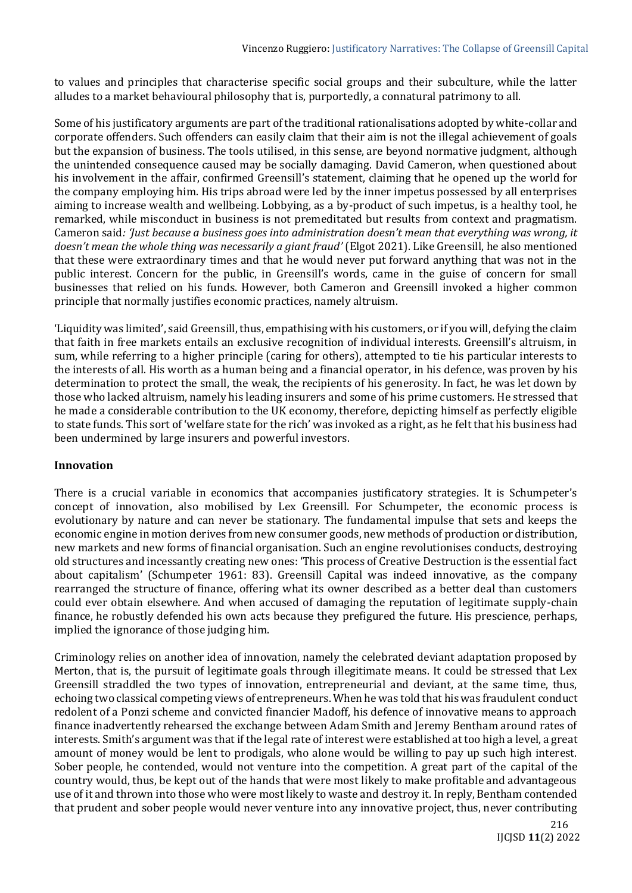to values and principles that characterise specific social groups and their subculture, while the latter alludes to a market behavioural philosophy that is, purportedly, a connatural patrimony to all.

Some of his justificatory arguments are part of the traditional rationalisations adopted by white-collar and corporate offenders. Such offenders can easily claim that their aim is not the illegal achievement of goals but the expansion of business. The tools utilised, in this sense, are beyond normative judgment, although the unintended consequence caused may be socially damaging. David Cameron, when questioned about his involvement in the affair, confirmed Greensill's statement, claiming that he opened up the world for the company employing him. His trips abroad were led by the inner impetus possessed by all enterprises aiming to increase wealth and wellbeing. Lobbying, as a by-product of such impetus, is a healthy tool, he remarked, while misconduct in business is not premeditated but results from context and pragmatism. Cameron said*: 'Just because a business goes into administration doesn't mean that everything was wrong, it doesn't mean the whole thing was necessarily a giant fraud'* (Elgot 2021). Like Greensill, he also mentioned that these were extraordinary times and that he would never put forward anything that was not in the public interest. Concern for the public, in Greensill's words, came in the guise of concern for small businesses that relied on his funds. However, both Cameron and Greensill invoked a higher common principle that normally justifies economic practices, namely altruism.

'Liquidity was limited', said Greensill, thus, empathising with his customers, or if you will, defying the claim that faith in free markets entails an exclusive recognition of individual interests. Greensill's altruism, in sum, while referring to a higher principle (caring for others), attempted to tie his particular interests to the interests of all. His worth as a human being and a financial operator, in his defence, was proven by his determination to protect the small, the weak, the recipients of his generosity. In fact, he was let down by those who lacked altruism, namely his leading insurers and some of his prime customers. He stressed that he made a considerable contribution to the UK economy, therefore, depicting himself as perfectly eligible to state funds. This sort of 'welfare state for the rich' was invoked as a right, as he felt that his business had been undermined by large insurers and powerful investors.

**Innovation**

There is a crucial variable in economics that accompanies justificatory strategies. It is Schumpeter's concept of innovation, also mobilised by Lex Greensill. For Schumpeter, the economic process is evolutionary by nature and can never be stationary. The fundamental impulse that sets and keeps the economic engine in motion derives from new consumer goods, new methods of production or distribution, new markets and new forms of financial organisation. Such an engine revolutionises conducts, destroying old structures and incessantly creating new ones: 'This process of Creative Destruction is the essential fact about capitalism' (Schumpeter 1961: 83). Greensill Capital was indeed innovative, as the company rearranged the structure of finance, offering what its owner described as a better deal than customers could ever obtain elsewhere. And when accused of damaging the reputation of legitimate supply-chain finance, he robustly defended his own acts because they prefigured the future. His prescience, perhaps, implied the ignorance of those judging him.

Criminology relies on another idea of innovation, namely the celebrated deviant adaptation proposed by Merton, that is, the pursuit of legitimate goals through illegitimate means. It could be stressed that Lex Greensill straddled the two types of innovation, entrepreneurial and deviant, at the same time, thus, echoing two classical competing views of entrepreneurs. When he was told that his was fraudulent conduct redolent of a Ponzi scheme and convicted financier Madoff, his defence of innovative means to approach finance inadvertently rehearsed the exchange between Adam Smith and Jeremy Bentham around rates of interests. Smith's argument was that if the legal rate of interest were established at too high a level, a great amount of money would be lent to prodigals, who alone would be willing to pay up such high interest. Sober people, he contended, would not venture into the competition. A great part of the capital of the country would, thus, be kept out of the hands that were most likely to make profitable and advantageous use of it and thrown into those who were most likely to waste and destroy it. In reply, Bentham contended that prudent and sober people would never venture into any innovative project, thus, never contributing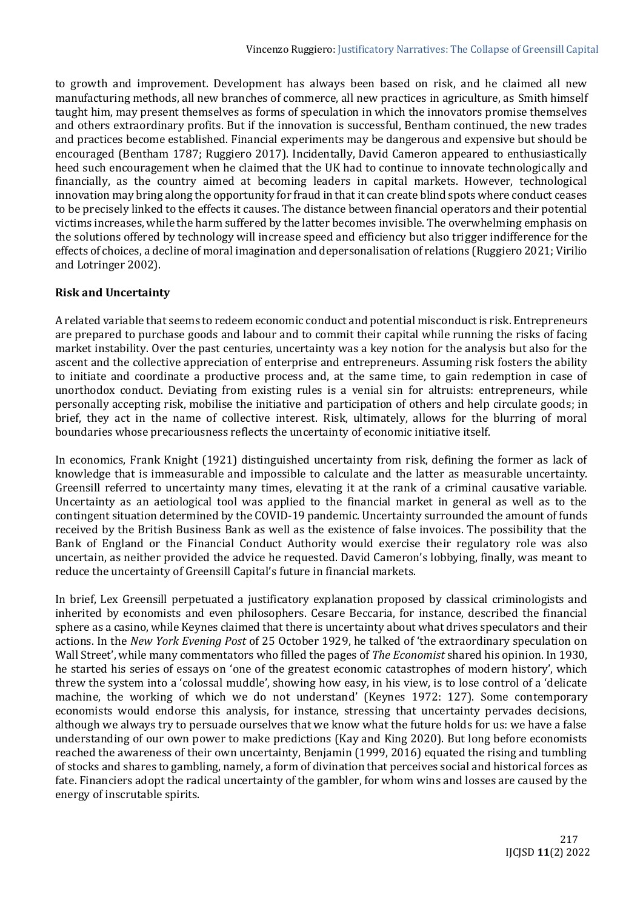to growth and improvement. Development has always been based on risk, and he claimed all new manufacturing methods, all new branches of commerce, all new practices in agriculture, as Smith himself taught him, may present themselves as forms of speculation in which the innovators promise themselves and others extraordinary profits. But if the innovation is successful, Bentham continued, the new trades and practices become established. Financial experiments may be dangerous and expensive but should be encouraged (Bentham 1787; Ruggiero 2017). Incidentally, David Cameron appeared to enthusiastically heed such encouragement when he claimed that the UK had to continue to innovate technologically and financially, as the country aimed at becoming leaders in capital markets. However, technological innovation may bring along the opportunity for fraud in that it can create blind spots where conduct ceases to be precisely linked to the effects it causes. The distance between financial operators and their potential victims increases, while the harm suffered by the latter becomes invisible. The overwhelming emphasis on the solutions offered by technology will increase speed and efficiency but also trigger indifference for the effects of choices, a decline of moral imagination and depersonalisation of relations (Ruggiero 2021; Virilio and Lotringer 2002).

## Risk and Uncertainty

A related variable that seems to redeem economic conduct and potential misconduct is risk. Entrepreneurs are prepared to purchase goods and labour and to commit their capital while running the risks of facing market instability. Over the past centuries, uncertainty was a key notion for the analysis but also for the ascent and the collective appreciation of enterprise and entrepreneurs. Assuming risk fosters the ability to initiate and coordinate a productive process and, at the same time, to gain redemption in case of unorthodox conduct. Deviating from existing rules is a venial sin for altruists: entrepreneurs, while personally accepting risk, mobilise the initiative and participation of others and help circulate goods; in brief, they act in the name of collective interest. Risk, ultimately, allows for the blurring of moral boundaries whose precariousness reflects the uncertainty of economic initiative itself.

In economics, Frank Knight (1921) distinguished uncertainty from risk, defining the former as lack of knowledge that is immeasurable and impossible to calculate and the latter as measurable uncertainty. Greensill referred to uncertainty many times, elevating it at the rank of a criminal causative variable. Uncertainty as an aetiological tool was applied to the financial market in general as well as to the contingent situation determined by the COVID-19 pandemic. Uncertainty surrounded the amount of funds received by the British Business Bank as well as the existence of false invoices. The possibility that the Bank of England or the Financial Conduct Authority would exercise their regulatory role was also uncertain, as neither provided the advice he requested. David Cameron's lobbying, finally, was meant to reduce the uncertainty of Greensill Capital's future in financial markets.

In brief, Lex Greensill perpetuated a justificatory explanation proposed by classical criminologists and inherited by economists and even philosophers. Cesare Beccaria, for instance, described the financial sphere as a casino, while Keynes claimed that there is uncertainty about what drives speculators and their actions. In the *New York Evening Post* of 25 October 1929, he talked of 'the extraordinary speculation on Wall Street', while many commentators who filled the pages of *The Economist* shared his opinion. In 1930, he started his series of essays on 'one of the greatest economic catastrophes of modern history', which threw the system into a 'colossal muddle', showing how easy, in his view, is to lose control of a 'delicate machine, the working of which we do not understand' (Keynes 1972: 127). Some contemporary economists would endorse this analysis, for instance, stressing that uncertainty pervades decisions, although we always try to persuade ourselves that we know what the future holds for us: we have a false understanding of our own power to make predictions (Kay and King 2020). But long before economists reached the awareness of their own uncertainty, Benjamin (1999, 2016) equated the rising and tumbling of stocks and shares to gambling, namely, a form of divination that perceives social and historical forces as fate. Financiers adopt the radical uncertainty of the gambler, for whom wins and losses are caused by the energy of inscrutable spirits.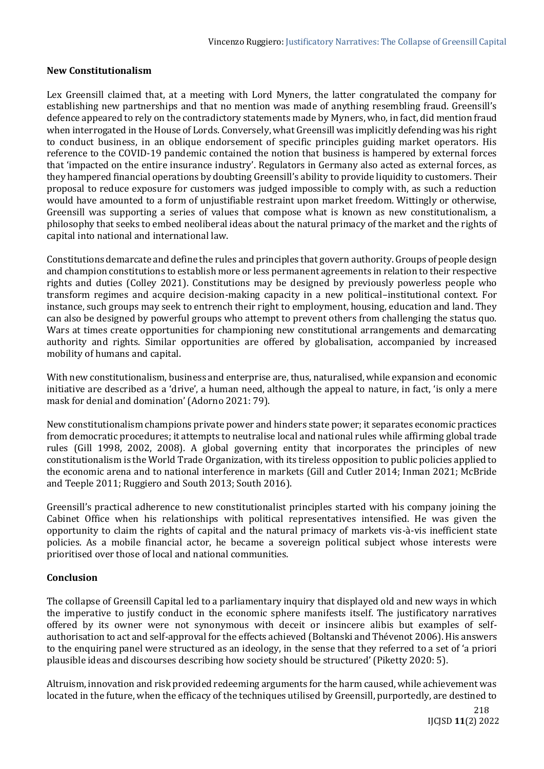## New Constitutionalism

Lex Greensill claimed that, at a meeting with Lord Myners, the latter congratulated the company for establishing new partnerships and that no mention was made of anything resembling fraud. Greensill's defence appeared to rely on the contradictory statements made by Myners, who, in fact, did mention fraud when interrogated in the House of Lords. Conversely, what Greensill was implicitly defending was his right to conduct business, in an oblique endorsement of specific principles guiding market operators. His reference to the COVID-19 pandemic contained the notion that business is hampered by external forces that 'impacted on the entire insurance industry'. Regulators in Germany also acted as external forces, as they hampered financial operations by doubting Greensill's ability to provide liquidity to customers. Their proposal to reduce exposure for customers was judged impossible to comply with, as such a reduction would have amounted to a form of unjustifiable restraint upon market freedom. Wittingly or otherwise, Greensill was supporting a series of values that compose what is known as new constitutionalism, a philosophy that seeks to embed neoliberal ideas about the natural primacy of the market and the rights of capital into national and international law.

Constitutions demarcate and define the rules and principles that govern authority. Groups of people design and champion constitutions to establish more or less permanent agreements in relation to their respective rights and duties (Colley 2021). Constitutions may be designed by previously powerless people who transform regimes and acquire decision-making capacity in a new political–institutional context. For instance, such groups may seek to entrench their right to employment, housing, education and land. They can also be designed by powerful groups who attempt to prevent others from challenging the status quo. Wars at times create opportunities for championing new constitutional arrangements and demarcating authority and rights. Similar opportunities are offered by globalisation, accompanied by increased mobility of humans and capital.

With new constitutionalism, business and enterprise are, thus, naturalised, while expansion and economic initiative are described as a 'drive', a human need, although the appeal to nature, in fact, 'is only a mere mask for denial and domination' (Adorno 2021: 79).

New constitutionalism champions private power and hinders state power; it separates economic practices from democratic procedures; it attempts to neutralise local and national rules while affirming global trade rules (Gill 1998, 2002, 2008). A global governing entity that incorporates the principles of new constitutionalism is the World Trade Organization, with its tireless opposition to public policies applied to the economic arena and to national interference in markets (Gill and Cutler 2014; Inman 2021; McBride and Teeple 2011; Ruggiero and South 2013; South 2016).

Greensill's practical adherence to new constitutionalist principles started with his company joining the Cabinet Office when his relationships with political representatives intensified. He was given the opportunity to claim the rights of capital and the natural primacy of markets vis-à-vis inefficient state policies. As a mobile financial actor, he became a sovereign political subject whose interests were prioritised over those of local and national communities.

## Conclusion

The collapse of Greensill Capital led to a parliamentary inquiry that displayed old and new ways in which the imperative to justify conduct in the economic sphere manifests itself. The justificatory narratives offered by its owner were not synonymous with deceit or insincere alibis but examples of self-authorisation to act and self-approval for the effects achieved (Boltanski and Thévenot 2006). His answers to the enquiring panel were structured as an ideology, in the sense that they referred to a set of 'a priori plausible ideas and discourses describing how society should be structured' (Piketty 2020: 5).

Altruism, innovation and risk provided redeeming arguments for the harm caused, while achievement was located in the future, when the efficacy of the techniques utilised by Greensill, purportedly, are destined to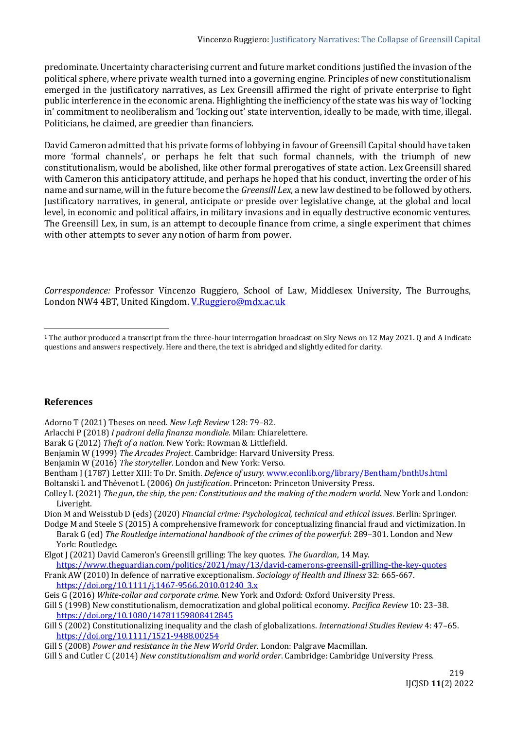predominate. Uncertainty characterising current and future market conditions justified the invasion of the political sphere, where private wealth turned into a governing engine. Principles of new constitutionalism emerged in the justificatory narratives, as Lex Greensill affirmed the right of private enterprise to fight public interference in the economic arena. Highlighting the inefficiency of the state was his way of 'locking in' commitment to neoliberalism and 'locking out' state intervention, ideally to be made, with time, illegal. Politicians, he claimed, are greedier than financiers.

David Cameron admitted that his private forms of lobbying in favour of Greensill Capital should have taken more 'formal channels', or perhaps he felt that such formal channels, with the triumph of new constitutionalism, would be abolished, like other formal prerogatives of state action. Lex Greensill shared with Cameron this anticipatory attitude, and perhaps he hoped that his conduct, inverting the order of his name and surname, will in the future become the *Greensill Lex*, a new law destined to be followed by others. Justificatory narratives, in general, anticipate or preside over legislative change, at the global and local level, in economic and political affairs, in military invasions and in equally destructive economic ventures. The Greensill Lex, in sum, is an attempt to decouple finance from crime, a single experiment that chimes with other attempts to sever any notion of harm from power.

*Correspondence:* Professor Vincenzo Ruggiero, School of Law, Middlesex University, The Burroughs, London NW4 4BT, United Kingdom. V.Ruggiero@mdx.ac.uk

[1] The author produced a transcript from the three-hour interrogation broadcast on Sky News on 12 May 2021. Q and A indicate questions and answers respectively. Here and there, the text is abridged and slightly edited for clarity.

## References

Adorno T (2021) Theses on need. *New Left Review* 128: 79–82.

Arlacchi P (2018) *I padroni della finanza mondiale*. Milan: Chiarelettere.

Barak G (2012) *Theft of a nation*. New York: Rowman & Littlefield.

Benjamin W (1999) *The Arcades Project*. Cambridge: Harvard University Press.

Benjamin W (2016) *The storyteller*. London and New York: Verso.

Bentham J (1787) Letter XIII: To Dr. Smith. *Defence of usury.* www.econlib.org/library/Bentham/bnthUs.html

Boltanski L and Thévenot L (2006) *On justification*. Princeton: Princeton University Press.

Colley L (2021) *The gun, the ship, the pen: Constitutions and the making of the modern world*. New York and London: Liveright.

Dion M and Weisstub D (eds) (2020) *Financial crime: Psychological, technical and ethical issues*. Berlin: Springer.

Dodge M and Steele S (2015) A comprehensive framework for conceptualizing financial fraud and victimization. In Barak G (ed) *The Routledge international handbook of the crimes of the powerful*: 289–301. London and New York: Routledge.

Elgot J (2021) David Cameron's Greensill grilling: The key quotes. *The Guardian*, 14 May. https://www.theguardian.com/politics/2021/may/13/david-camerons-greensill-grilling-the-key-quotes

Frank AW (2010) In defence of narrative exceptionalism. *Sociology of Health and Illness* 32: 665-667. https://doi.org/10.1111/j.1467-9566.2010.01240_3.x

Geis G (2016) *White-collar and corporate crime*. New York and Oxford: Oxford University Press.

Gill S (1998) New constitutionalism, democratization and global political economy. *Pacifica Review* 10: 23–38. https://doi.org/10.1080/14781159808412845

Gill S (2002) Constitutionalizing inequality and the clash of globalizations. *International Studies Review* 4: 47–65. https://doi.org/10.1111/1521-9488.00254

Gill S (2008) *Power and resistance in the New World Order*. London: Palgrave Macmillan.

Gill S and Cutler C (2014) *New constitutionalism and world order*. Cambridge: Cambridge University Press.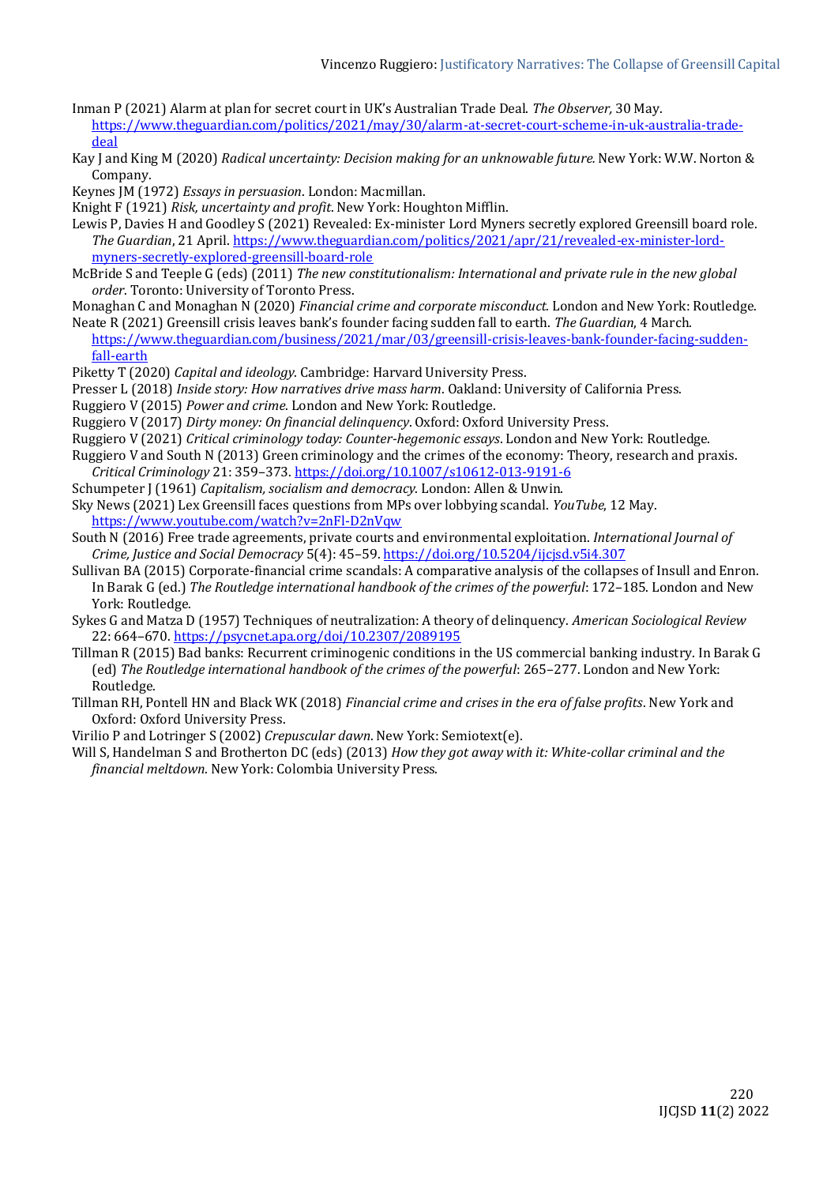Inman P (2021) Alarm at plan for secret court in UK's Australian Trade Deal. *The Observer,* 30 May. https://www.theguardian.com/politics/2021/may/30/alarm-at-secret-court-scheme-in-uk-australia-trade-deal

Kay J and King M (2020) *Radical uncertainty: Decision making for an unknowable future.* New York: W.W. Norton & Company.

Keynes JM (1972) *Essays in persuasion*. London: Macmillan.

Knight F (1921) *Risk, uncertainty and profit*. New York: Houghton Mifflin.

Lewis P, Davies H and Goodley S (2021) Revealed: Ex-minister Lord Myners secretly explored Greensill board role. *The Guardian*, 21 April. https://www.theguardian.com/politics/2021/apr/21/revealed-ex-minister-lord-myners-secretly-explored-greensill-board-role

McBride S and Teeple G (eds) (2011) *The new constitutionalism: International and private rule in the new global order*. Toronto: University of Toronto Press.

Monaghan C and Monaghan N (2020) *Financial crime and corporate misconduct.* London and New York: Routledge.

Neate R (2021) Greensill crisis leaves bank's founder facing sudden fall to earth. *The Guardian*, 4 March. https://www.theguardian.com/business/2021/mar/03/greensill-crisis-leaves-bank-founder-facing-sudden-fall-earth

Piketty T (2020) *Capital and ideology*. Cambridge: Harvard University Press.

Presser L (2018) *Inside story: How narratives drive mass harm*. Oakland: University of California Press.

Ruggiero V (2015) *Power and crime*. London and New York: Routledge.

Ruggiero V (2017) *Dirty money: On financial delinquency*. Oxford: Oxford University Press.

Ruggiero V (2021) *Critical criminology today: Counter-hegemonic essays*. London and New York: Routledge.

Ruggiero V and South N (2013) Green criminology and the crimes of the economy: Theory, research and praxis. *Critical Criminology* 21: 359–373. https://doi.org/10.1007/s10612-013-9191-6

Schumpeter J (1961) *Capitalism, socialism and democracy*. London: Allen & Unwin.

Sky News (2021) Lex Greensill faces questions from MPs over lobbying scandal. *YouTube*, 12 May. https://www.youtube.com/watch?v=2nFl-D2nVqw

South N (2016) Free trade agreements, private courts and environmental exploitation. *International Journal of Crime, Justice and Social Democracy* 5(4): 45–59. https://doi.org/10.5204/ijcjsd.v5i4.307

Sullivan BA (2015) Corporate-financial crime scandals: A comparative analysis of the collapses of Insull and Enron. In Barak G (ed.) *The Routledge international handbook of the crimes of the powerful*: 172–185. London and New York: Routledge.

Sykes G and Matza D (1957) Techniques of neutralization: A theory of delinquency. *American Sociological Review* 22: 664–670. https://psycnet.apa.org/doi/10.2307/2089195

Tillman R (2015) Bad banks: Recurrent criminogenic conditions in the US commercial banking industry. In Barak G (ed) *The Routledge international handbook of the crimes of the powerful*: 265–277. London and New York: Routledge.

Tillman RH, Pontell HN and Black WK (2018) *Financial crime and crises in the era of false profits*. New York and Oxford: Oxford University Press.

Virilio P and Lotringer S (2002) *Crepuscular dawn*. New York: Semiotext(e).

Will S, Handelman S and Brotherton DC (eds) (2013) *How they got away with it: White-collar criminal and the financial meltdown*. New York: Colombia University Press.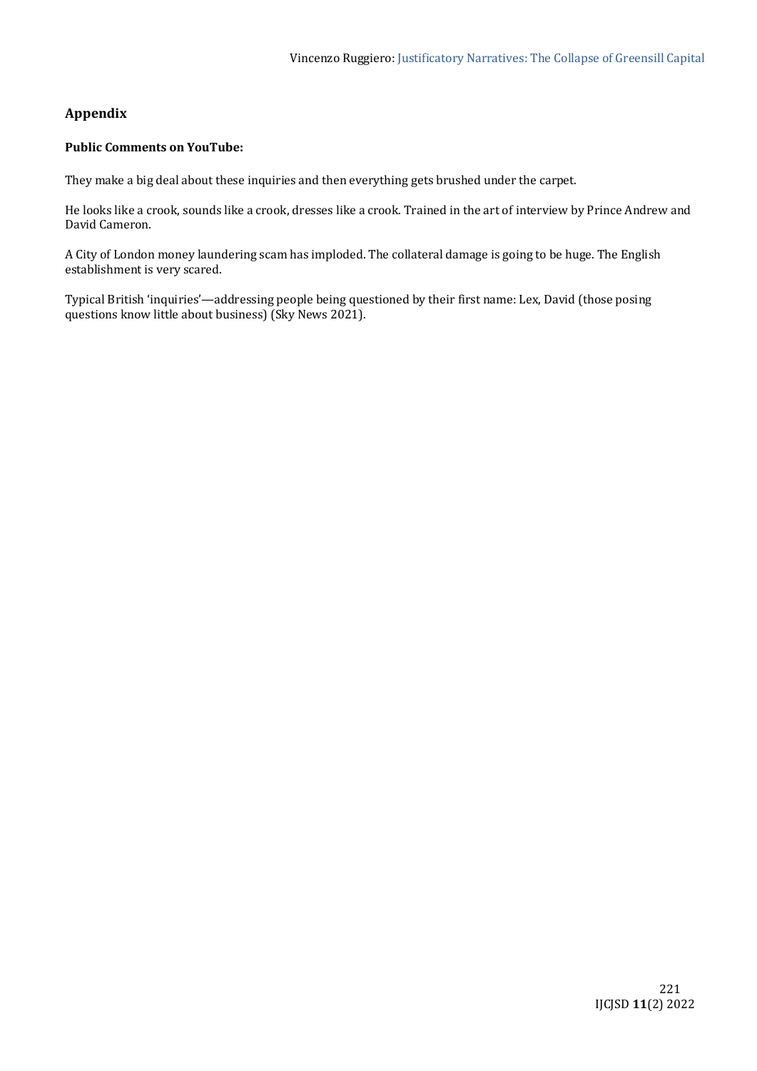## Appendix

**Public Comments on YouTube:**

They make a big deal about these inquiries and then everything gets brushed under the carpet.

He looks like a crook, sounds like a crook, dresses like a crook. Trained in the art of interview by Prince Andrew and David Cameron.

A City of London money laundering scam has imploded. The collateral damage is going to be huge. The English establishment is very scared.

Typical British 'inquiries'—addressing people being questioned by their first name: Lex, David (those posing questions know little about business) (Sky News 2021).